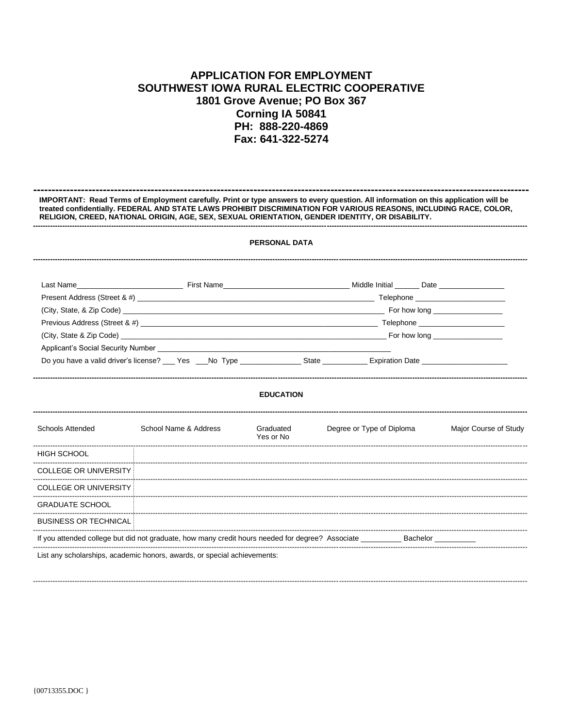# APPLICATION FOR EMPLOYMENT
# SOUTHWEST IOWA RURAL ELECTRIC COOPERATIVE

**1801 Grove Avenue; PO Box 367**
**Corning IA 50841**
**PH: 888-220-4869**
**Fax: 641-322-5274**

---

**IMPORTANT: Read Terms of Employment carefully. Print or type answers to every question. All information on this application will be treated confidentially. FEDERAL AND STATE LAWS PROHIBIT DISCRIMINATION FOR VARIOUS REASONS, INCLUDING RACE, COLOR, RELIGION, CREED, NATIONAL ORIGIN, AGE, SEX, SEXUAL ORIENTATION, GENDER IDENTITY, OR DISABILITY.**

---

## PERSONAL DATA

---

Last Name__________________________ First Name______________________________ Middle Initial ______ Date ________________

Present Address (Street & #) ____________________________________________________________ Telephone ______________________

(City, State, & Zip Code) _________________________________________________________________ For how long _________________

Previous Address (Street & #) ___________________________________________________________ Telephone _____________________

(City, State & Zip Code) __________________________________________________________________ For how long _________________

Applicant's Social Security Number ___________________________________________________________

Do you have a valid driver's license? ___ Yes ___No Type _______________ State ___________ Expiration Date ______________________

---

## EDUCATION

---

| Schools Attended | School Name & Address | Graduated Yes or No | Degree or Type of Diploma | Major Course of Study |
|---|---|---|---|---|
| HIGH SCHOOL | | | | |
| COLLEGE OR UNIVERSITY | | | | |
| COLLEGE OR UNIVERSITY | | | | |
| GRADUATE SCHOOL | | | | |
| BUSINESS OR TECHNICAL | | | | |

If you attended college but did not graduate, how many credit hours needed for degree? Associate __________ Bachelor __________

List any scholarships, academic honors, awards, or special achievements:

{00713355.DOC }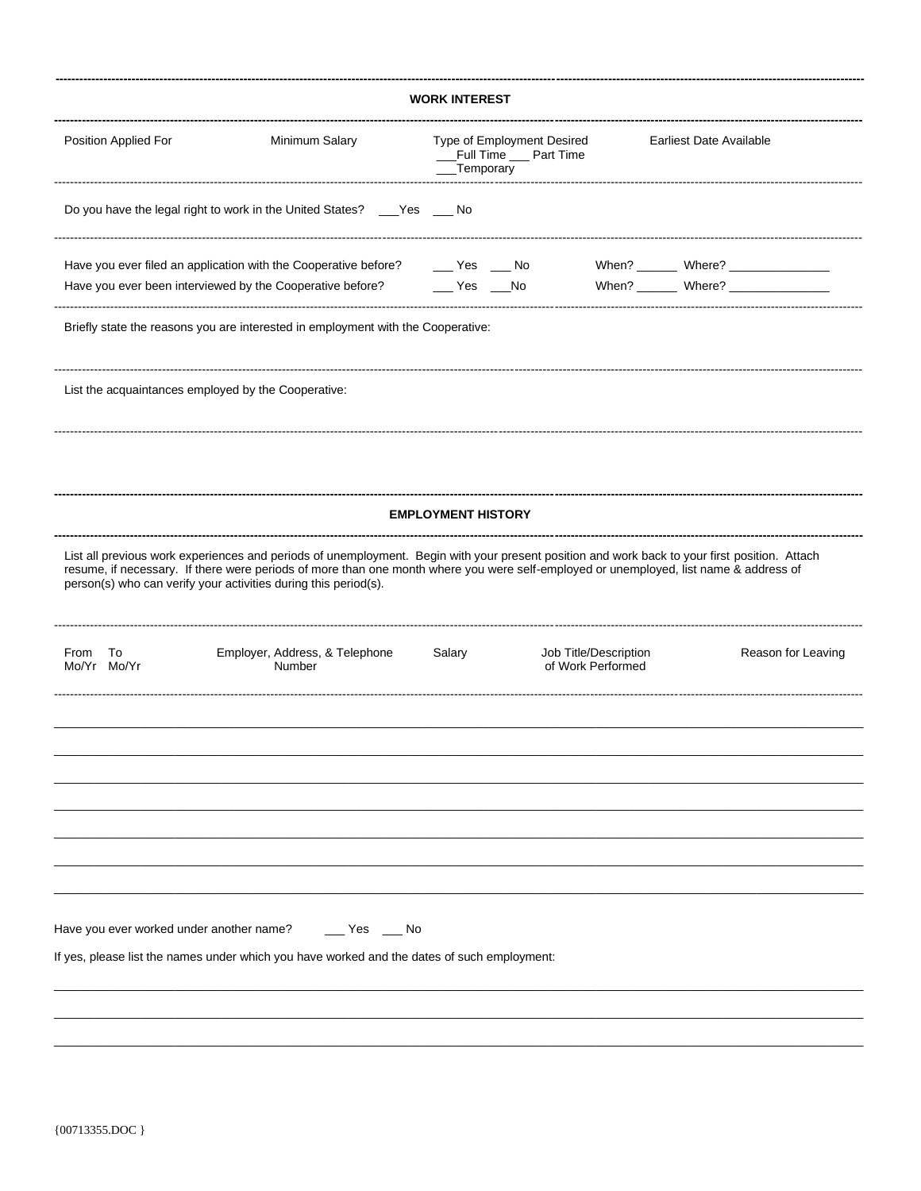## WORK INTEREST

| Position Applied For | Minimum Salary | Type of Employment Desired | Earliest Date Available |
|---|---|---|---|
| | | ___Full Time ___ Part Time ___Temporary | |

Do you have the legal right to work in the United States? ___Yes ___ No

Have you ever filed an application with the Cooperative before? ___ Yes ___ No When? ______ Where? _______________

Have you ever been interviewed by the Cooperative before? ___ Yes ___No When? ______ Where? _______________

Briefly state the reasons you are interested in employment with the Cooperative:

List the acquaintances employed by the Cooperative:

## EMPLOYMENT HISTORY

List all previous work experiences and periods of unemployment. Begin with your present position and work back to your first position. Attach resume, if necessary. If there were periods of more than one month where you were self-employed or unemployed, list name & address of person(s) who can verify your activities during this period(s).

| From Mo/Yr | To Mo/Yr | Employer, Address, & Telephone Number | Salary | Job Title/Description of Work Performed | Reason for Leaving |
|---|---|---|---|---|---|
| | | | | | |
| | | | | | |
| | | | | | |
| | | | | | |
| | | | | | |
| | | | | | |
| | | | | | |

Have you ever worked under another name? ___ Yes ___ No

If yes, please list the names under which you have worked and the dates of such employment:

_______________________________________________

_______________________________________________

_______________________________________________

{00713355.DOC }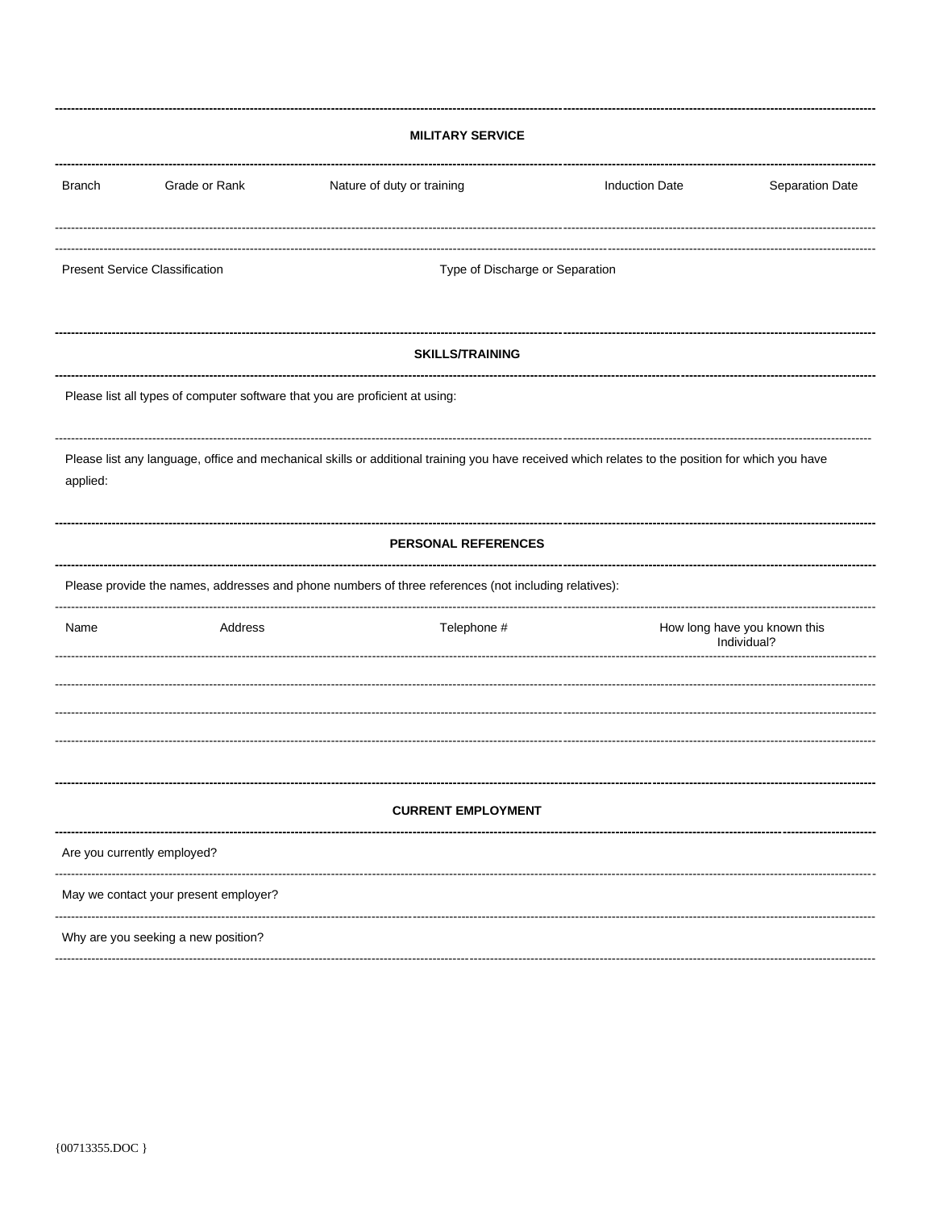## MILITARY SERVICE

| Branch | Grade or Rank | Nature of duty or training | Induction Date | Separation Date |
|---|---|---|---|---|
| | | | | |

| Present Service Classification | Type of Discharge or Separation |
|---|---|
| | |

## SKILLS/TRAINING

Please list all types of computer software that you are proficient at using:

Please list any language, office and mechanical skills or additional training you have received which relates to the position for which you have applied:

## PERSONAL REFERENCES

Please provide the names, addresses and phone numbers of three references (not including relatives):

| Name | Address | Telephone # | How long have you known this Individual? |
|---|---|---|---|
| | | | |
| | | | |
| | | | |

## CURRENT EMPLOYMENT

Are you currently employed?

May we contact your present employer?

Why are you seeking a new position?

{00713355.DOC }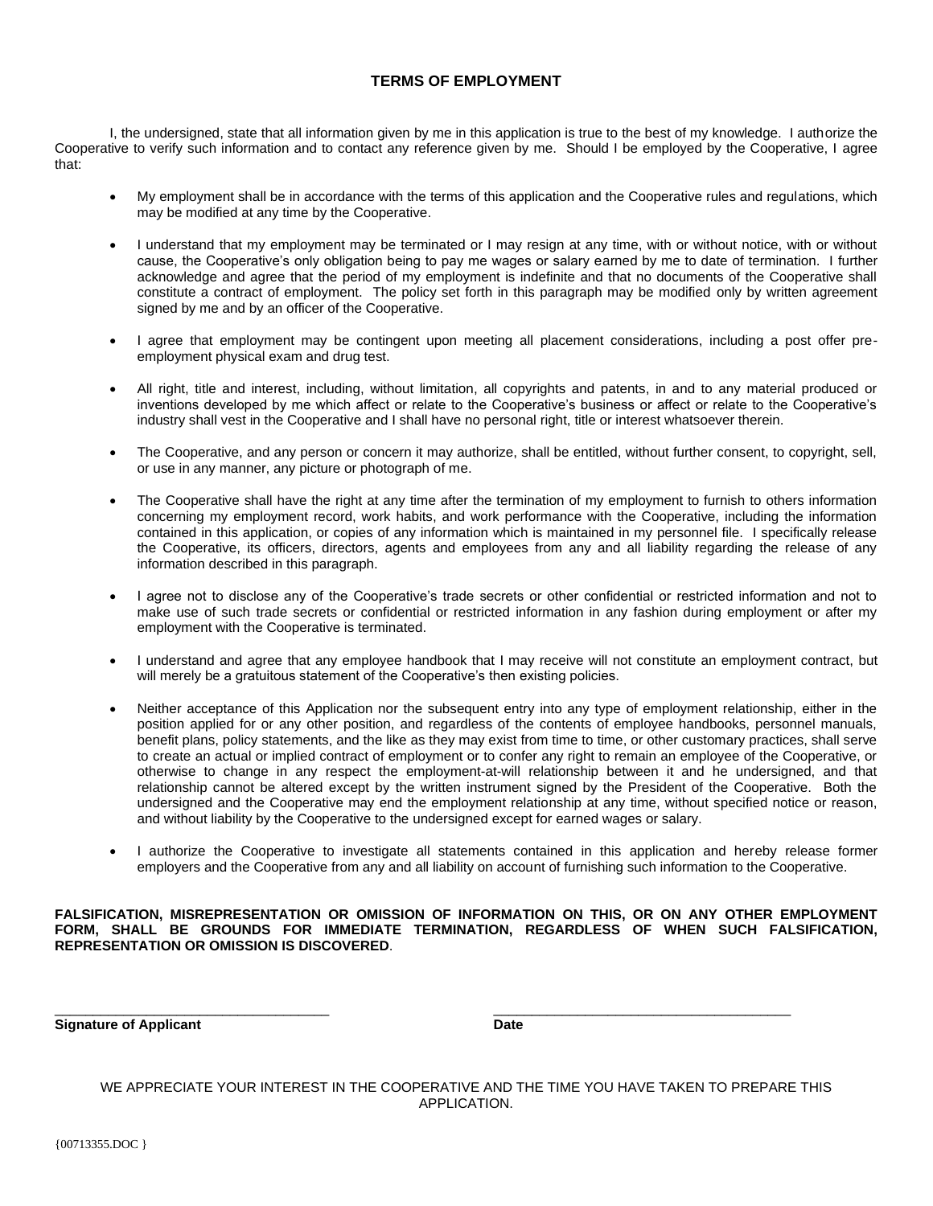## TERMS OF EMPLOYMENT

I, the undersigned, state that all information given by me in this application is true to the best of my knowledge. I authorize the Cooperative to verify such information and to contact any reference given by me. Should I be employed by the Cooperative, I agree that:

- My employment shall be in accordance with the terms of this application and the Cooperative rules and regulations, which may be modified at any time by the Cooperative.

- I understand that my employment may be terminated or I may resign at any time, with or without notice, with or without cause, the Cooperative's only obligation being to pay me wages or salary earned by me to date of termination. I further acknowledge and agree that the period of my employment is indefinite and that no documents of the Cooperative shall constitute a contract of employment. The policy set forth in this paragraph may be modified only by written agreement signed by me and by an officer of the Cooperative.

- I agree that employment may be contingent upon meeting all placement considerations, including a post offer pre-employment physical exam and drug test.

- All right, title and interest, including, without limitation, all copyrights and patents, in and to any material produced or inventions developed by me which affect or relate to the Cooperative's business or affect or relate to the Cooperative's industry shall vest in the Cooperative and I shall have no personal right, title or interest whatsoever therein.

- The Cooperative, and any person or concern it may authorize, shall be entitled, without further consent, to copyright, sell, or use in any manner, any picture or photograph of me.

- The Cooperative shall have the right at any time after the termination of my employment to furnish to others information concerning my employment record, work habits, and work performance with the Cooperative, including the information contained in this application, or copies of any information which is maintained in my personnel file. I specifically release the Cooperative, its officers, directors, agents and employees from any and all liability regarding the release of any information described in this paragraph.

- I agree not to disclose any of the Cooperative's trade secrets or other confidential or restricted information and not to make use of such trade secrets or confidential or restricted information in any fashion during employment or after my employment with the Cooperative is terminated.

- I understand and agree that any employee handbook that I may receive will not constitute an employment contract, but will merely be a gratuitous statement of the Cooperative's then existing policies.

- Neither acceptance of this Application nor the subsequent entry into any type of employment relationship, either in the position applied for or any other position, and regardless of the contents of employee handbooks, personnel manuals, benefit plans, policy statements, and the like as they may exist from time to time, or other customary practices, shall serve to create an actual or implied contract of employment or to confer any right to remain an employee of the Cooperative, or otherwise to change in any respect the employment-at-will relationship between it and he undersigned, and that relationship cannot be altered except by the written instrument signed by the President of the Cooperative. Both the undersigned and the Cooperative may end the employment relationship at any time, without specified notice or reason, and without liability by the Cooperative to the undersigned except for earned wages or salary.

- I authorize the Cooperative to investigate all statements contained in this application and hereby release former employers and the Cooperative from any and all liability on account of furnishing such information to the Cooperative.

**FALSIFICATION, MISREPRESENTATION OR OMISSION OF INFORMATION ON THIS, OR ON ANY OTHER EMPLOYMENT FORM, SHALL BE GROUNDS FOR IMMEDIATE TERMINATION, REGARDLESS OF WHEN SUCH FALSIFICATION, REPRESENTATION OR OMISSION IS DISCOVERED**.

\_\_\_\_\_\_\_\_\_\_\_\_\_\_\_\_\_\_\_\_\_\_\_\_\_\_\_\_\_\_\_\_\_\_\_\_ \_\_\_\_\_\_\_\_\_\_\_\_\_\_\_\_\_\_\_\_\_\_\_\_\_\_\_\_\_\_\_\_\_\_\_\_\_\_\_

**Signature of Applicant** **Date**

WE APPRECIATE YOUR INTEREST IN THE COOPERATIVE AND THE TIME YOU HAVE TAKEN TO PREPARE THIS APPLICATION.

{00713355.DOC }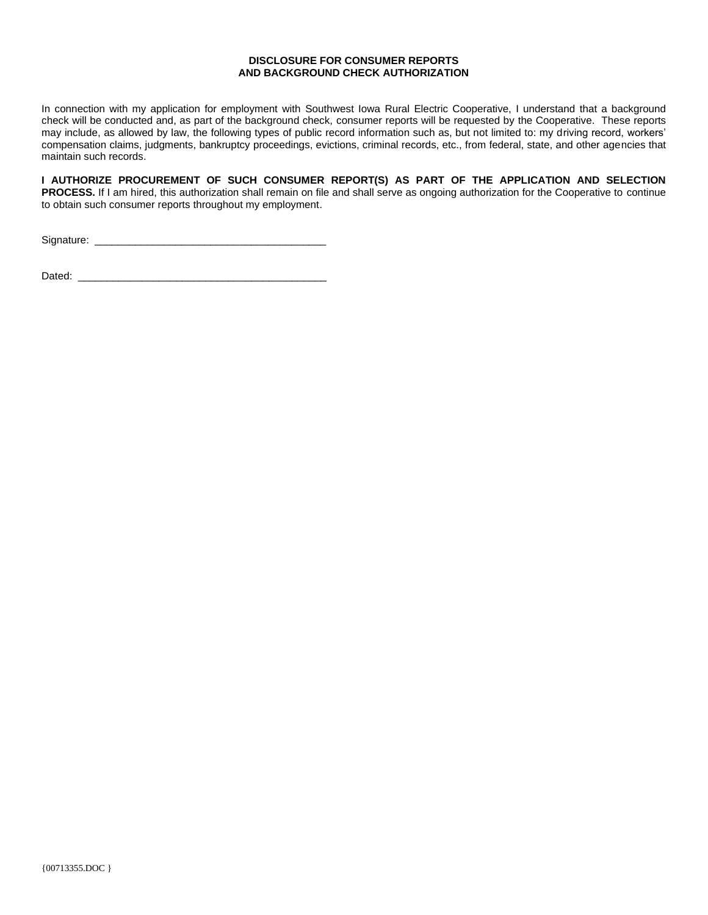**DISCLOSURE FOR CONSUMER REPORTS**
**AND BACKGROUND CHECK AUTHORIZATION**

In connection with my application for employment with Southwest Iowa Rural Electric Cooperative, I understand that a background check will be conducted and, as part of the background check, consumer reports will be requested by the Cooperative. These reports may include, as allowed by law, the following types of public record information such as, but not limited to: my driving record, workers' compensation claims, judgments, bankruptcy proceedings, evictions, criminal records, etc., from federal, state, and other agencies that maintain such records.

**I AUTHORIZE PROCUREMENT OF SUCH CONSUMER REPORT(S) AS PART OF THE APPLICATION AND SELECTION PROCESS.** If I am hired, this authorization shall remain on file and shall serve as ongoing authorization for the Cooperative to continue to obtain such consumer reports throughout my employment.

Signature: ________________________________________

Dated: ___________________________________________

{00713355.DOC }